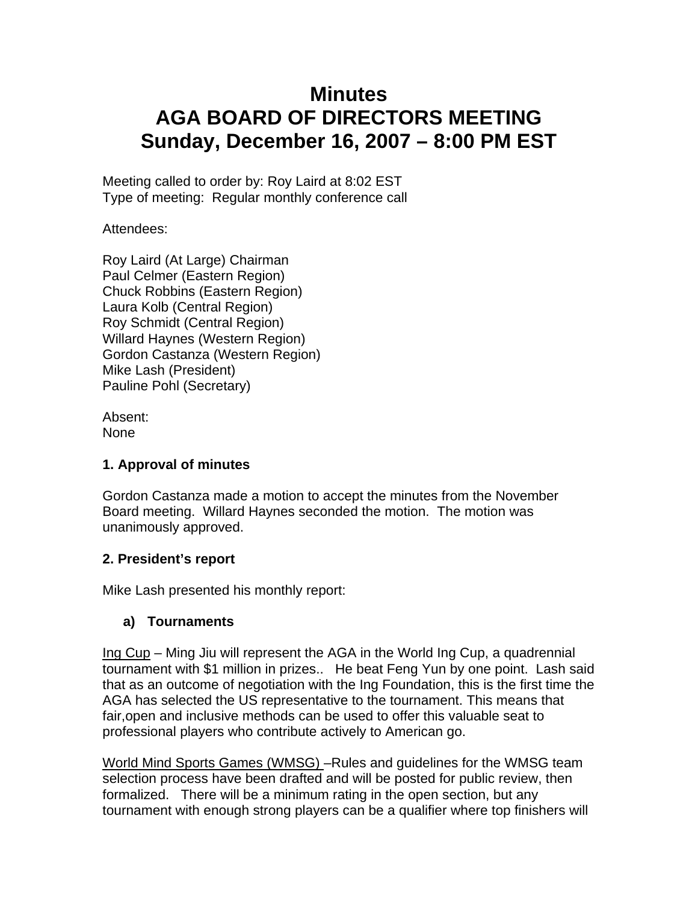# Minutes
# AGA BOARD OF DIRECTORS MEETING
# Sunday, December 16, 2007 – 8:00 PM EST

Meeting called to order by: Roy Laird at 8:02 EST
Type of meeting: Regular monthly conference call

Attendees:

Roy Laird (At Large) Chairman
Paul Celmer (Eastern Region)
Chuck Robbins (Eastern Region)
Laura Kolb (Central Region)
Roy Schmidt (Central Region)
Willard Haynes (Western Region)
Gordon Castanza (Western Region)
Mike Lash (President)
Pauline Pohl (Secretary)

Absent:
None

### 1. Approval of minutes

Gordon Castanza made a motion to accept the minutes from the November Board meeting. Willard Haynes seconded the motion. The motion was unanimously approved.

### 2. President's report

Mike Lash presented his monthly report:

**a) Tournaments**

Ing Cup – Ming Jiu will represent the AGA in the World Ing Cup, a quadrennial tournament with $1 million in prizes.. He beat Feng Yun by one point. Lash said that as an outcome of negotiation with the Ing Foundation, this is the first time the AGA has selected the US representative to the tournament. This means that fair,open and inclusive methods can be used to offer this valuable seat to professional players who contribute actively to American go.

World Mind Sports Games (WMSG) –Rules and guidelines for the WMSG team selection process have been drafted and will be posted for public review, then formalized. There will be a minimum rating in the open section, but any tournament with enough strong players can be a qualifier where top finishers will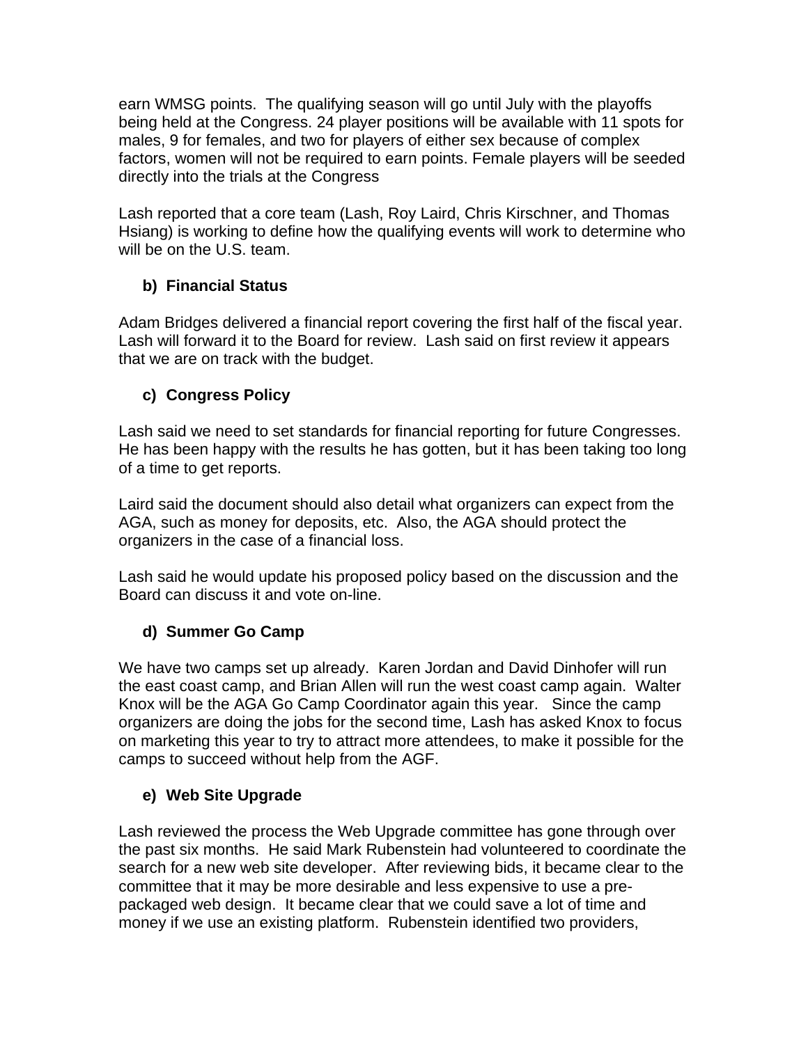earn WMSG points. The qualifying season will go until July with the playoffs being held at the Congress. 24 player positions will be available with 11 spots for males, 9 for females, and two for players of either sex because of complex factors, women will not be required to earn points. Female players will be seeded directly into the trials at the Congress

Lash reported that a core team (Lash, Roy Laird, Chris Kirschner, and Thomas Hsiang) is working to define how the qualifying events will work to determine who will be on the U.S. team.

**b) Financial Status**

Adam Bridges delivered a financial report covering the first half of the fiscal year. Lash will forward it to the Board for review. Lash said on first review it appears that we are on track with the budget.

**c) Congress Policy**

Lash said we need to set standards for financial reporting for future Congresses. He has been happy with the results he has gotten, but it has been taking too long of a time to get reports.

Laird said the document should also detail what organizers can expect from the AGA, such as money for deposits, etc. Also, the AGA should protect the organizers in the case of a financial loss.

Lash said he would update his proposed policy based on the discussion and the Board can discuss it and vote on-line.

**d) Summer Go Camp**

We have two camps set up already. Karen Jordan and David Dinhofer will run the east coast camp, and Brian Allen will run the west coast camp again. Walter Knox will be the AGA Go Camp Coordinator again this year. Since the camp organizers are doing the jobs for the second time, Lash has asked Knox to focus on marketing this year to try to attract more attendees, to make it possible for the camps to succeed without help from the AGF.

**e) Web Site Upgrade**

Lash reviewed the process the Web Upgrade committee has gone through over the past six months. He said Mark Rubenstein had volunteered to coordinate the search for a new web site developer. After reviewing bids, it became clear to the committee that it may be more desirable and less expensive to use a pre-packaged web design. It became clear that we could save a lot of time and money if we use an existing platform. Rubenstein identified two providers,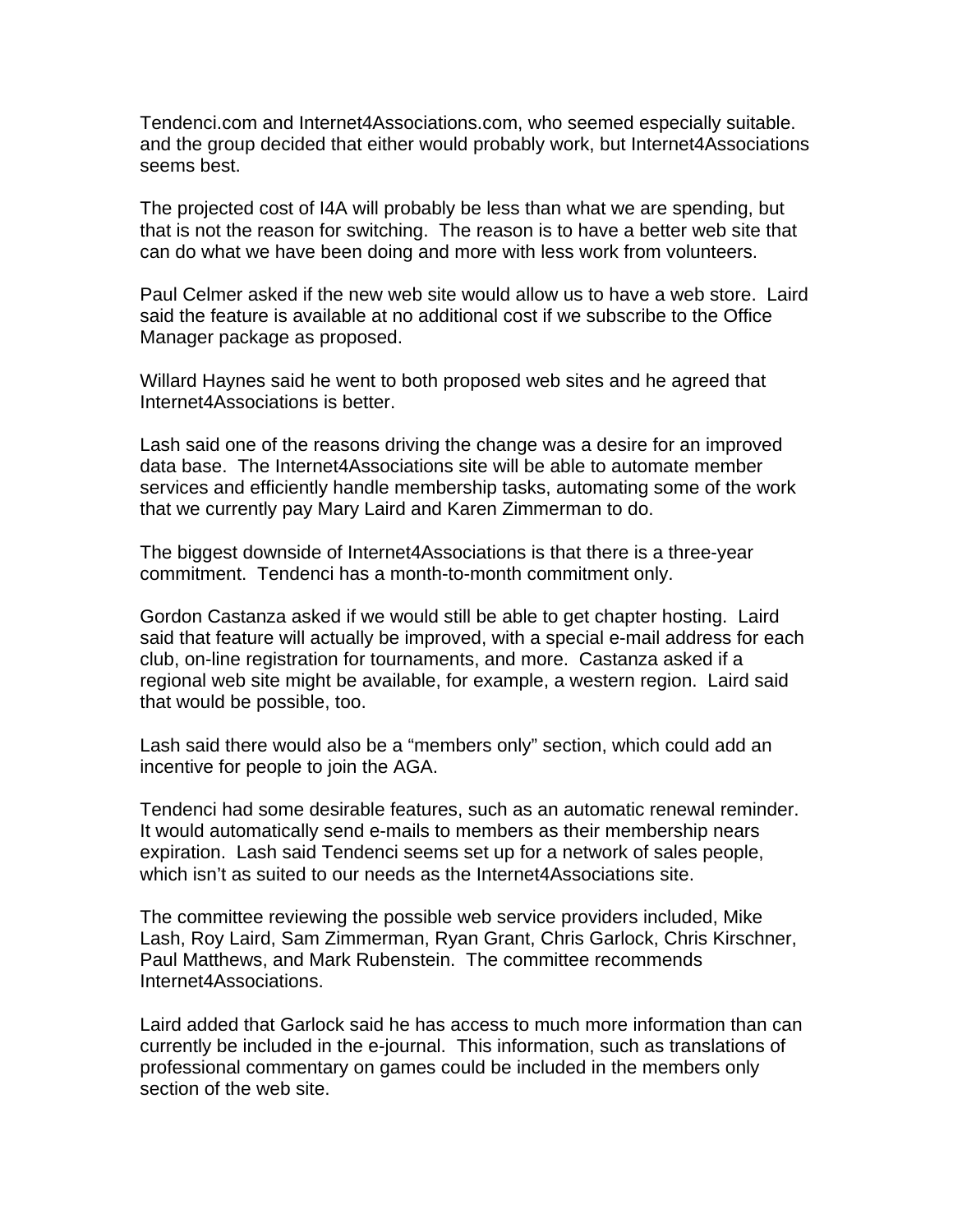Tendenci.com and Internet4Associations.com, who seemed especially suitable. and the group decided that either would probably work, but Internet4Associations seems best.

The projected cost of I4A will probably be less than what we are spending, but that is not the reason for switching. The reason is to have a better web site that can do what we have been doing and more with less work from volunteers.

Paul Celmer asked if the new web site would allow us to have a web store. Laird said the feature is available at no additional cost if we subscribe to the Office Manager package as proposed.

Willard Haynes said he went to both proposed web sites and he agreed that Internet4Associations is better.

Lash said one of the reasons driving the change was a desire for an improved data base. The Internet4Associations site will be able to automate member services and efficiently handle membership tasks, automating some of the work that we currently pay Mary Laird and Karen Zimmerman to do.

The biggest downside of Internet4Associations is that there is a three-year commitment. Tendenci has a month-to-month commitment only.

Gordon Castanza asked if we would still be able to get chapter hosting. Laird said that feature will actually be improved, with a special e-mail address for each club, on-line registration for tournaments, and more. Castanza asked if a regional web site might be available, for example, a western region. Laird said that would be possible, too.

Lash said there would also be a "members only" section, which could add an incentive for people to join the AGA.

Tendenci had some desirable features, such as an automatic renewal reminder. It would automatically send e-mails to members as their membership nears expiration. Lash said Tendenci seems set up for a network of sales people, which isn't as suited to our needs as the Internet4Associations site.

The committee reviewing the possible web service providers included, Mike Lash, Roy Laird, Sam Zimmerman, Ryan Grant, Chris Garlock, Chris Kirschner, Paul Matthews, and Mark Rubenstein. The committee recommends Internet4Associations.

Laird added that Garlock said he has access to much more information than can currently be included in the e-journal. This information, such as translations of professional commentary on games could be included in the members only section of the web site.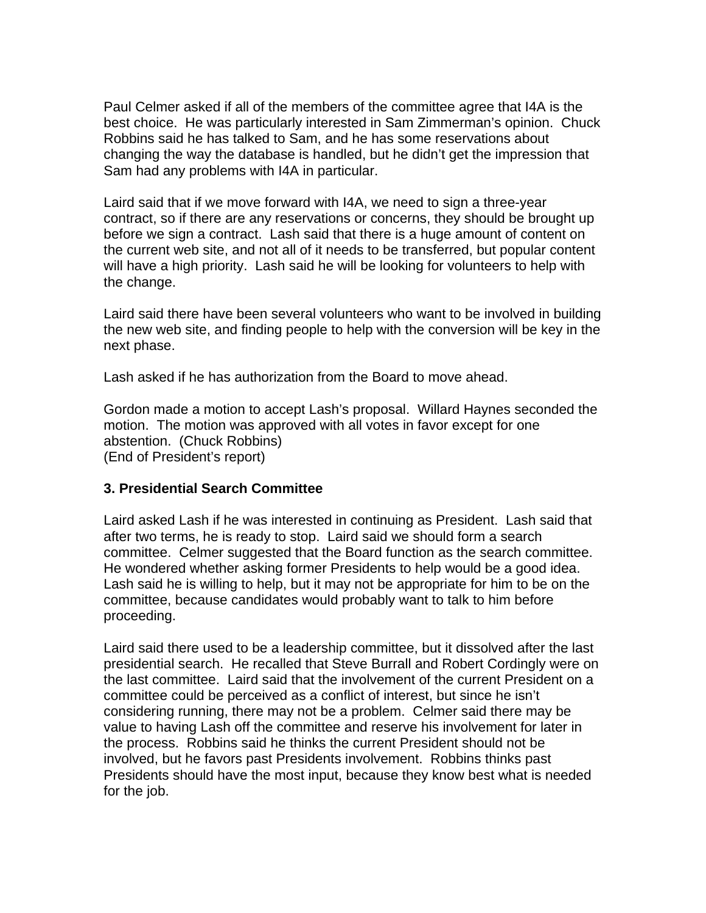Paul Celmer asked if all of the members of the committee agree that I4A is the best choice. He was particularly interested in Sam Zimmerman's opinion. Chuck Robbins said he has talked to Sam, and he has some reservations about changing the way the database is handled, but he didn't get the impression that Sam had any problems with I4A in particular.

Laird said that if we move forward with I4A, we need to sign a three-year contract, so if there are any reservations or concerns, they should be brought up before we sign a contract. Lash said that there is a huge amount of content on the current web site, and not all of it needs to be transferred, but popular content will have a high priority. Lash said he will be looking for volunteers to help with the change.

Laird said there have been several volunteers who want to be involved in building the new web site, and finding people to help with the conversion will be key in the next phase.

Lash asked if he has authorization from the Board to move ahead.

Gordon made a motion to accept Lash's proposal. Willard Haynes seconded the motion. The motion was approved with all votes in favor except for one abstention. (Chuck Robbins)
(End of President's report)

**3. Presidential Search Committee**

Laird asked Lash if he was interested in continuing as President. Lash said that after two terms, he is ready to stop. Laird said we should form a search committee. Celmer suggested that the Board function as the search committee. He wondered whether asking former Presidents to help would be a good idea. Lash said he is willing to help, but it may not be appropriate for him to be on the committee, because candidates would probably want to talk to him before proceeding.

Laird said there used to be a leadership committee, but it dissolved after the last presidential search. He recalled that Steve Burrall and Robert Cordingly were on the last committee. Laird said that the involvement of the current President on a committee could be perceived as a conflict of interest, but since he isn't considering running, there may not be a problem. Celmer said there may be value to having Lash off the committee and reserve his involvement for later in the process. Robbins said he thinks the current President should not be involved, but he favors past Presidents involvement. Robbins thinks past Presidents should have the most input, because they know best what is needed for the job.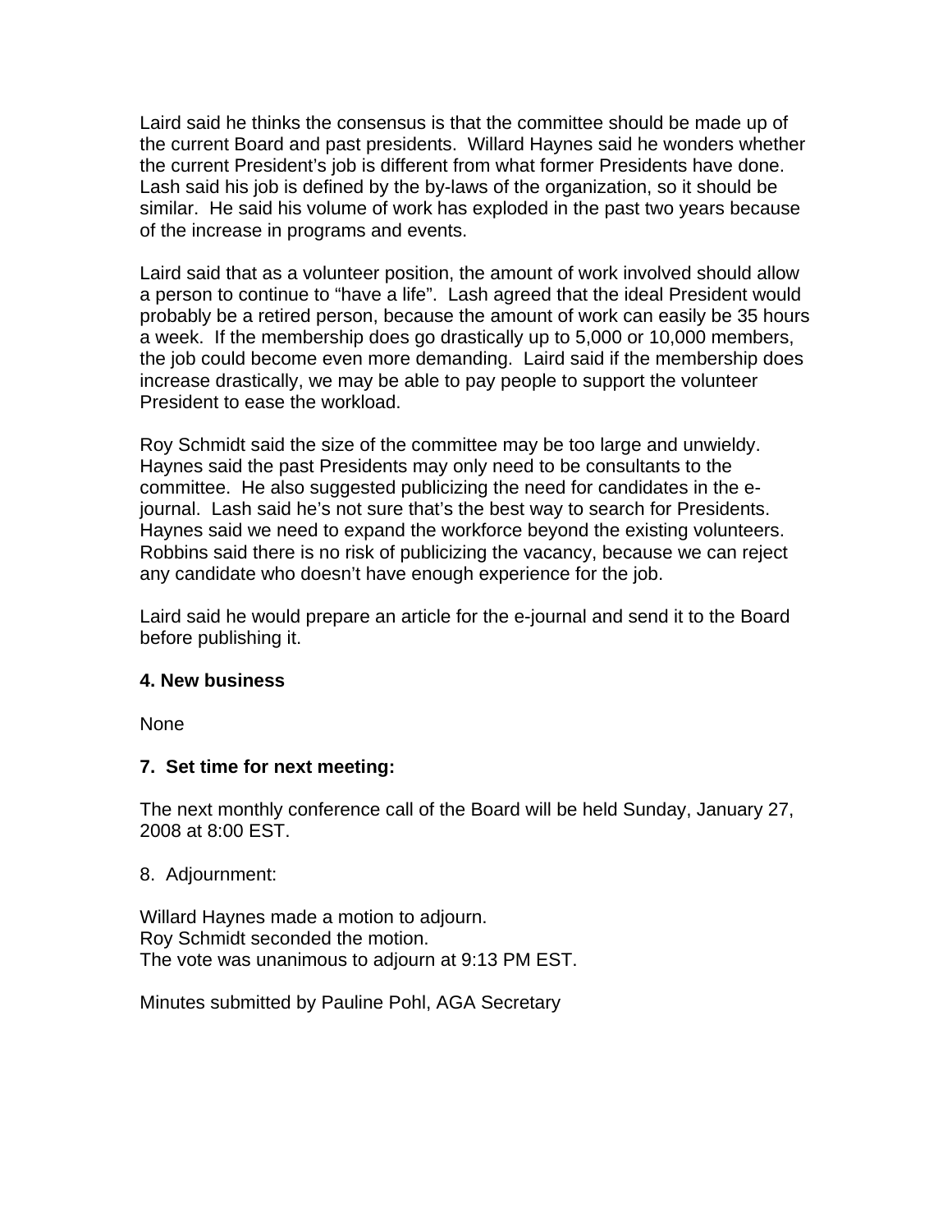Laird said he thinks the consensus is that the committee should be made up of the current Board and past presidents. Willard Haynes said he wonders whether the current President's job is different from what former Presidents have done. Lash said his job is defined by the by-laws of the organization, so it should be similar. He said his volume of work has exploded in the past two years because of the increase in programs and events.

Laird said that as a volunteer position, the amount of work involved should allow a person to continue to "have a life". Lash agreed that the ideal President would probably be a retired person, because the amount of work can easily be 35 hours a week. If the membership does go drastically up to 5,000 or 10,000 members, the job could become even more demanding. Laird said if the membership does increase drastically, we may be able to pay people to support the volunteer President to ease the workload.

Roy Schmidt said the size of the committee may be too large and unwieldy. Haynes said the past Presidents may only need to be consultants to the committee. He also suggested publicizing the need for candidates in the e-journal. Lash said he's not sure that's the best way to search for Presidents. Haynes said we need to expand the workforce beyond the existing volunteers. Robbins said there is no risk of publicizing the vacancy, because we can reject any candidate who doesn't have enough experience for the job.

Laird said he would prepare an article for the e-journal and send it to the Board before publishing it.

**4. New business**

None

**7. Set time for next meeting:**

The next monthly conference call of the Board will be held Sunday, January 27, 2008 at 8:00 EST.

8. Adjournment:

Willard Haynes made a motion to adjourn.
Roy Schmidt seconded the motion.
The vote was unanimous to adjourn at 9:13 PM EST.

Minutes submitted by Pauline Pohl, AGA Secretary